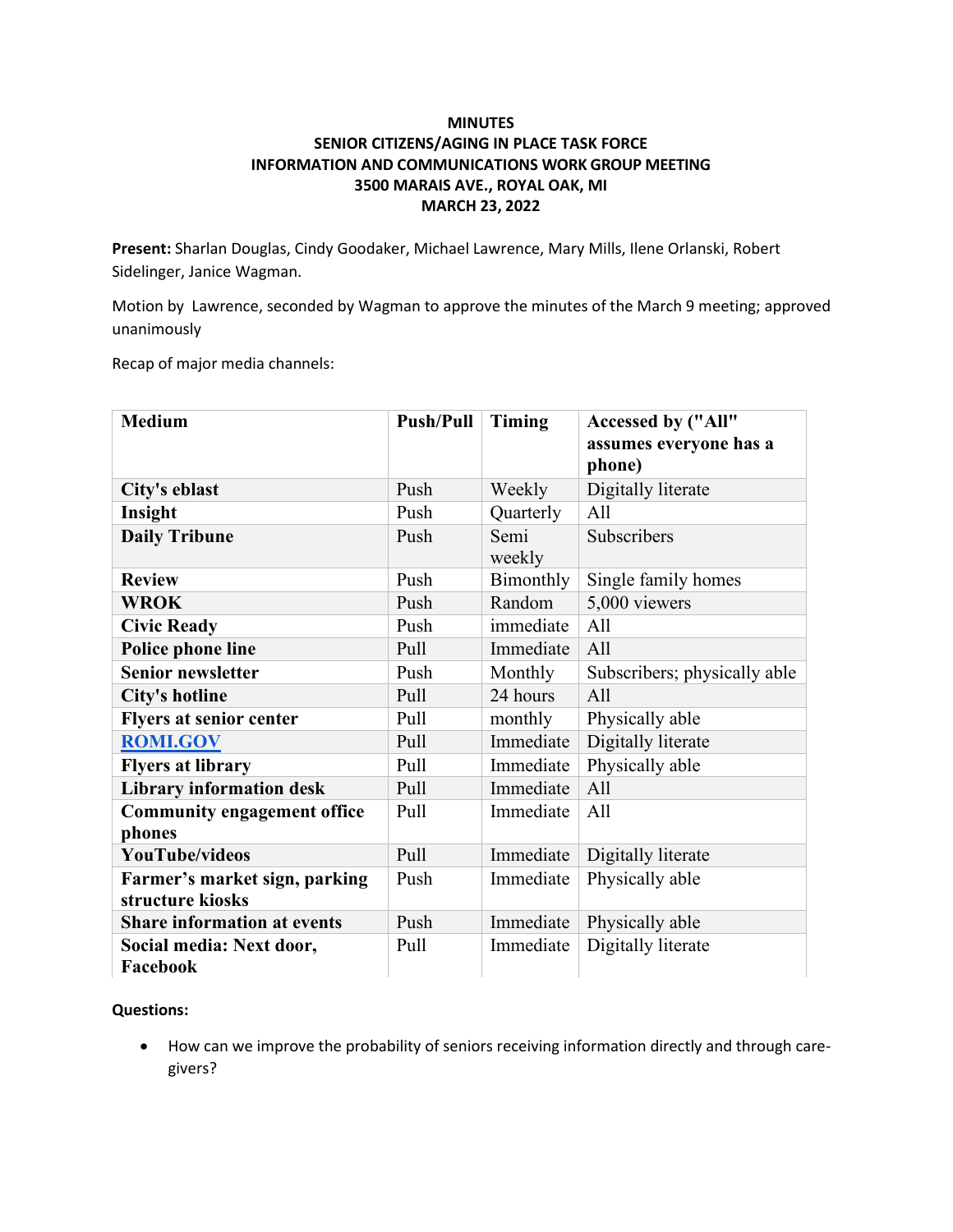# MINUTES
## SENIOR CITIZENS/AGING IN PLACE TASK FORCE
## INFORMATION AND COMMUNICATIONS WORK GROUP MEETING
## 3500 MARAIS AVE., ROYAL OAK, MI
## MARCH 23, 2022

**Present:** Sharlan Douglas, Cindy Goodaker, Michael Lawrence, Mary Mills, Ilene Orlanski, Robert Sidelinger, Janice Wagman.

Motion by Lawrence, seconded by Wagman to approve the minutes of the March 9 meeting; approved unanimously

Recap of major media channels:

| Medium | Push/Pull | Timing | Accessed by ("All" assumes everyone has a phone) |
|---|---|---|---|
| **City's eblast** | Push | Weekly | Digitally literate |
| **Insight** | Push | Quarterly | All |
| **Daily Tribune** | Push | Semi weekly | Subscribers |
| **Review** | Push | Bimonthly | Single family homes |
| **WROK** | Push | Random | 5,000 viewers |
| **Civic Ready** | Push | immediate | All |
| **Police phone line** | Pull | Immediate | All |
| **Senior newsletter** | Push | Monthly | Subscribers; physically able |
| **City's hotline** | Pull | 24 hours | All |
| **Flyers at senior center** | Pull | monthly | Physically able |
| **ROMI.GOV** | Pull | Immediate | Digitally literate |
| **Flyers at library** | Pull | Immediate | Physically able |
| **Library information desk** | Pull | Immediate | All |
| **Community engagement office phones** | Pull | Immediate | All |
| **YouTube/videos** | Pull | Immediate | Digitally literate |
| **Farmer's market sign, parking structure kiosks** | Push | Immediate | Physically able |
| **Share information at events** | Push | Immediate | Physically able |
| **Social media: Next door, Facebook** | Pull | Immediate | Digitally literate |

**Questions:**

- How can we improve the probability of seniors receiving information directly and through care-givers?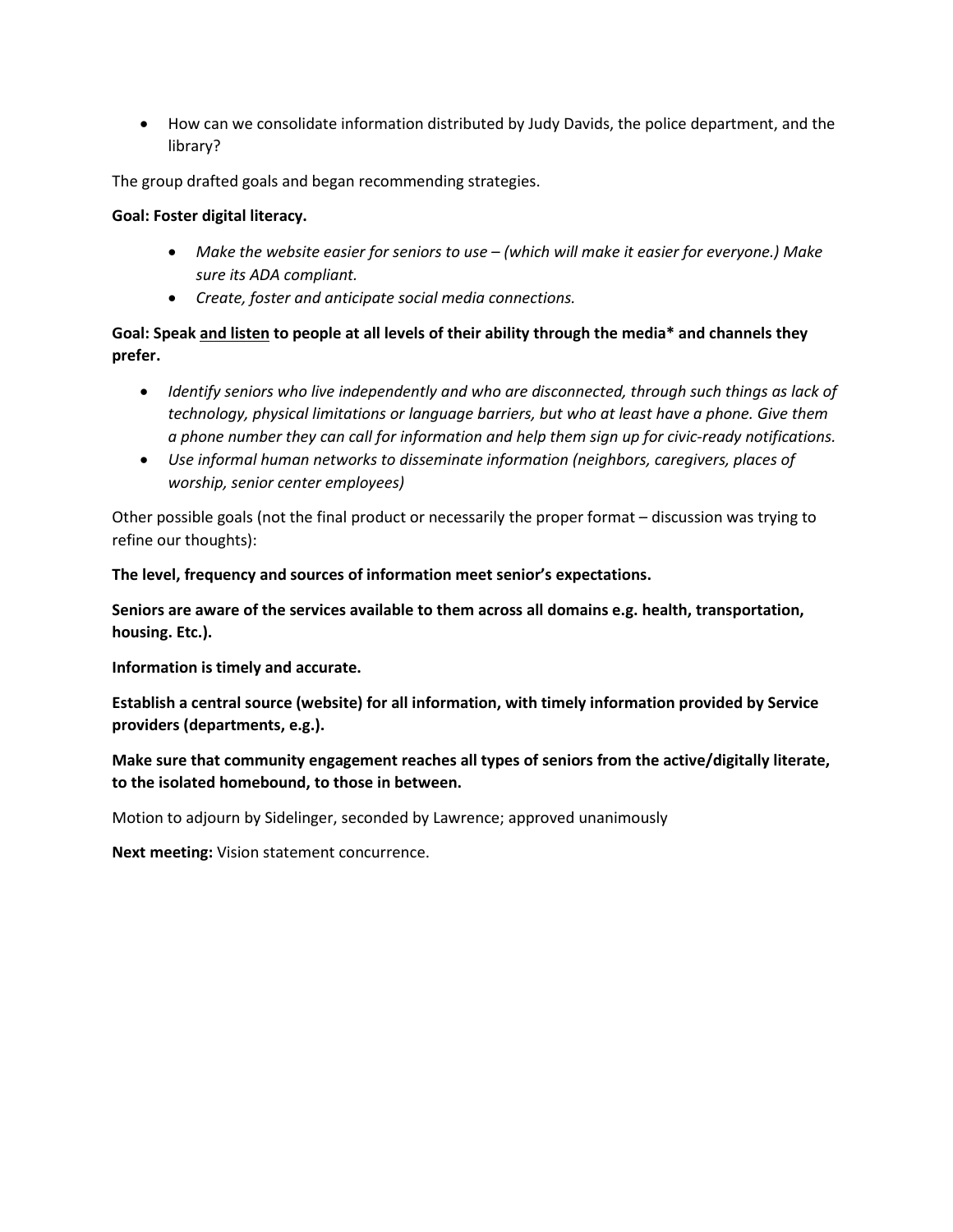- How can we consolidate information distributed by Judy Davids, the police department, and the library?

The group drafted goals and began recommending strategies.

**Goal: Foster digital literacy.**

- *Make the website easier for seniors to use – (which will make it easier for everyone.) Make sure its ADA compliant.*
- *Create, foster and anticipate social media connections.*

**Goal: Speak <u>and listen</u> to people at all levels of their ability through the media* and channels they prefer.**

- *Identify seniors who live independently and who are disconnected, through such things as lack of technology, physical limitations or language barriers, but who at least have a phone. Give them a phone number they can call for information and help them sign up for civic-ready notifications.*
- *Use informal human networks to disseminate information (neighbors, caregivers, places of worship, senior center employees)*

Other possible goals (not the final product or necessarily the proper format – discussion was trying to refine our thoughts):

**The level, frequency and sources of information meet senior's expectations.**

**Seniors are aware of the services available to them across all domains e.g. health, transportation, housing. Etc.).**

**Information is timely and accurate.**

**Establish a central source (website) for all information, with timely information provided by Service providers (departments, e.g.).**

**Make sure that community engagement reaches all types of seniors from the active/digitally literate, to the isolated homebound, to those in between.**

Motion to adjourn by Sidelinger, seconded by Lawrence; approved unanimously

**Next meeting:** Vision statement concurrence.